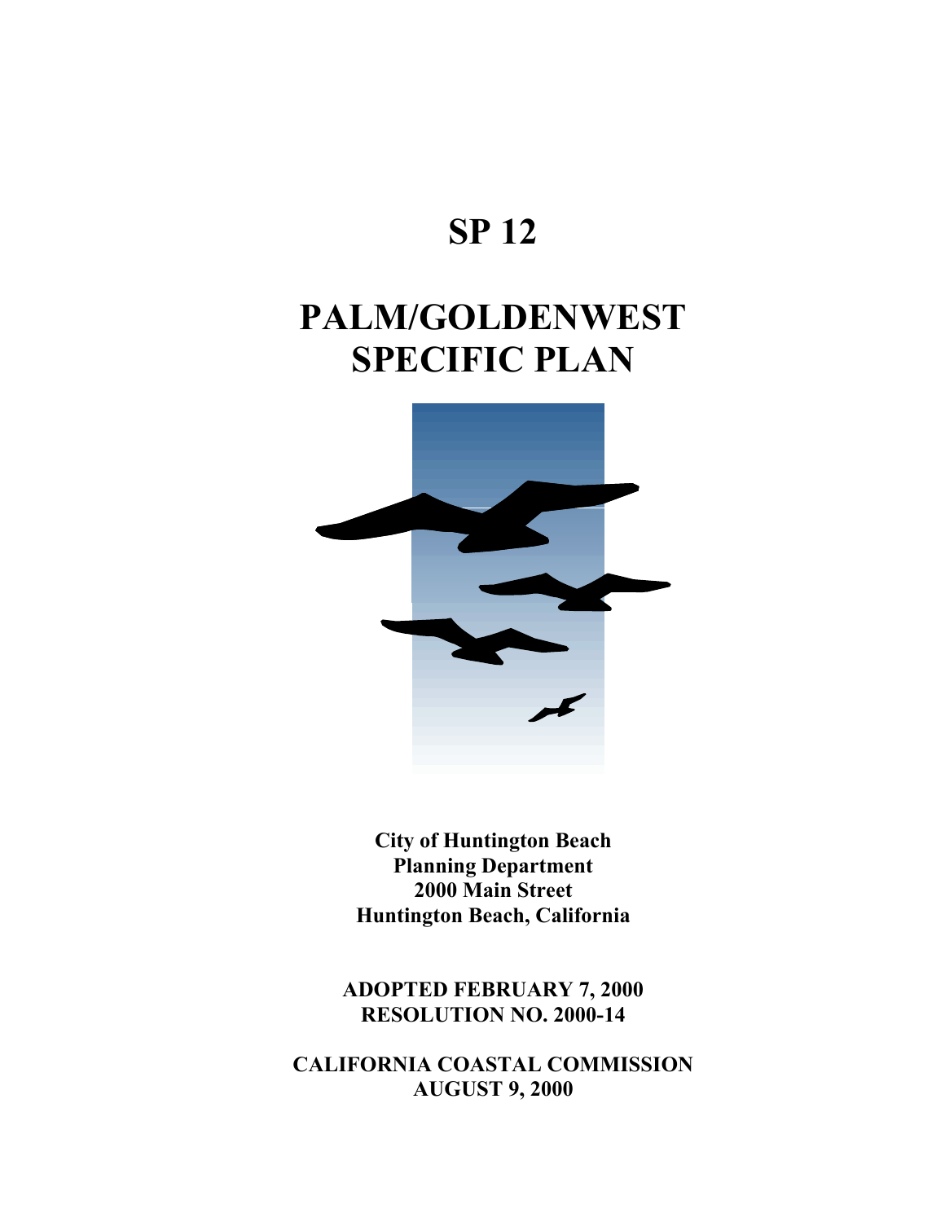# SP 12

# PALM/GOLDENWEST SPECIFIC PLAN

**City of Huntington Beach**
**Planning Department**
**2000 Main Street**
**Huntington Beach, California**

**ADOPTED FEBRUARY 7, 2000**
**RESOLUTION NO. 2000-14**

**CALIFORNIA COASTAL COMMISSION**
**AUGUST 9, 2000**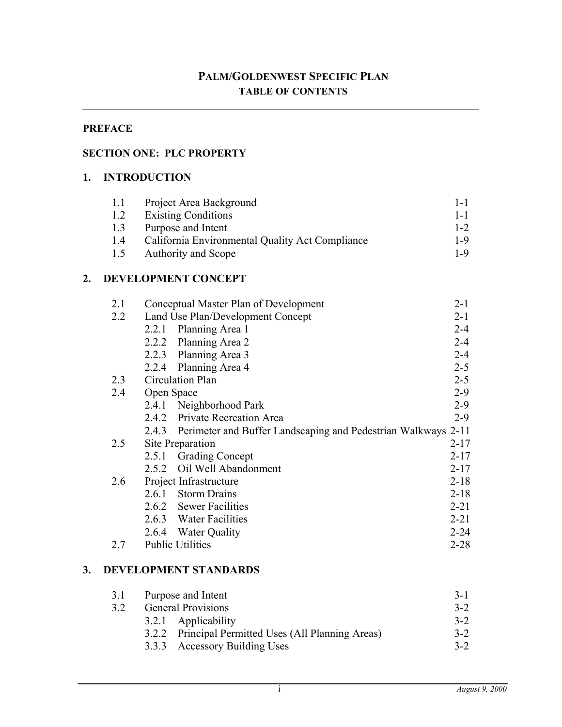# PALM/GOLDENWEST SPECIFIC PLAN
## TABLE OF CONTENTS

**PREFACE**

**SECTION ONE: PLC PROPERTY**

## 1. INTRODUCTION

| | | |
|---|---|---|
| 1.1 | Project Area Background | 1-1 |
| 1.2 | Existing Conditions | 1-1 |
| 1.3 | Purpose and Intent | 1-2 |
| 1.4 | California Environmental Quality Act Compliance | 1-9 |
| 1.5 | Authority and Scope | 1-9 |

## 2. DEVELOPMENT CONCEPT

| | | |
|---|---|---|
| 2.1 | Conceptual Master Plan of Development | 2-1 |
| 2.2 | Land Use Plan/Development Concept | 2-1 |
| | 2.2.1 Planning Area 1 | 2-4 |
| | 2.2.2 Planning Area 2 | 2-4 |
| | 2.2.3 Planning Area 3 | 2-4 |
| | 2.2.4 Planning Area 4 | 2-5 |
| 2.3 | Circulation Plan | 2-5 |
| 2.4 | Open Space | 2-9 |
| | 2.4.1 Neighborhood Park | 2-9 |
| | 2.4.2 Private Recreation Area | 2-9 |
| | 2.4.3 Perimeter and Buffer Landscaping and Pedestrian Walkways | 2-11 |
| 2.5 | Site Preparation | 2-17 |
| | 2.5.1 Grading Concept | 2-17 |
| | 2.5.2 Oil Well Abandonment | 2-17 |
| 2.6 | Project Infrastructure | 2-18 |
| | 2.6.1 Storm Drains | 2-18 |
| | 2.6.2 Sewer Facilities | 2-21 |
| | 2.6.3 Water Facilities | 2-21 |
| | 2.6.4 Water Quality | 2-24 |
| 2.7 | Public Utilities | 2-28 |

## 3. DEVELOPMENT STANDARDS

| | | |
|---|---|---|
| 3.1 | Purpose and Intent | 3-1 |
| 3.2 | General Provisions | 3-2 |
| | 3.2.1 Applicability | 3-2 |
| | 3.2.2 Principal Permitted Uses (All Planning Areas) | 3-2 |
| | 3.3.3 Accessory Building Uses | 3-2 |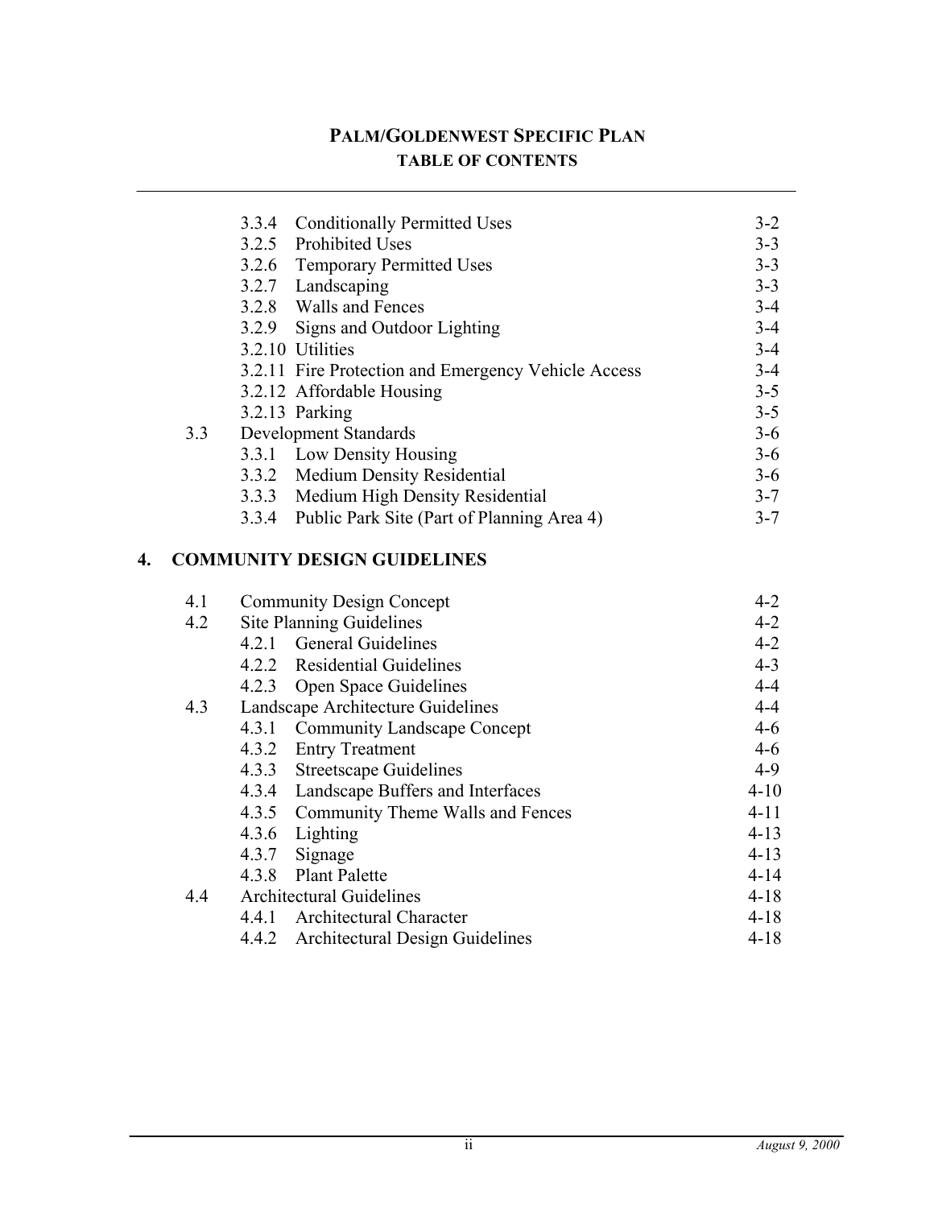**PALM/GOLDENWEST SPECIFIC PLAN**
**TABLE OF CONTENTS**

| | | | |
|---|---|---|---|
| | 3.3.4 | Conditionally Permitted Uses | 3-2 |
| | 3.2.5 | Prohibited Uses | 3-3 |
| | 3.2.6 | Temporary Permitted Uses | 3-3 |
| | 3.2.7 | Landscaping | 3-3 |
| | 3.2.8 | Walls and Fences | 3-4 |
| | 3.2.9 | Signs and Outdoor Lighting | 3-4 |
| | 3.2.10 | Utilities | 3-4 |
| | 3.2.11 | Fire Protection and Emergency Vehicle Access | 3-4 |
| | 3.2.12 | Affordable Housing | 3-5 |
| | 3.2.13 | Parking | 3-5 |
| 3.3 | Development Standards | | 3-6 |
| | 3.3.1 | Low Density Housing | 3-6 |
| | 3.3.2 | Medium Density Residential | 3-6 |
| | 3.3.3 | Medium High Density Residential | 3-7 |
| | 3.3.4 | Public Park Site (Part of Planning Area 4) | 3-7 |

## 4. COMMUNITY DESIGN GUIDELINES

| | | | |
|---|---|---|---|
| 4.1 | Community Design Concept | | 4-2 |
| 4.2 | Site Planning Guidelines | | 4-2 |
| | 4.2.1 | General Guidelines | 4-2 |
| | 4.2.2 | Residential Guidelines | 4-3 |
| | 4.2.3 | Open Space Guidelines | 4-4 |
| 4.3 | Landscape Architecture Guidelines | | 4-4 |
| | 4.3.1 | Community Landscape Concept | 4-6 |
| | 4.3.2 | Entry Treatment | 4-6 |
| | 4.3.3 | Streetscape Guidelines | 4-9 |
| | 4.3.4 | Landscape Buffers and Interfaces | 4-10 |
| | 4.3.5 | Community Theme Walls and Fences | 4-11 |
| | 4.3.6 | Lighting | 4-13 |
| | 4.3.7 | Signage | 4-13 |
| | 4.3.8 | Plant Palette | 4-14 |
| 4.4 | Architectural Guidelines | | 4-18 |
| | 4.4.1 | Architectural Character | 4-18 |
| | 4.4.2 | Architectural Design Guidelines | 4-18 |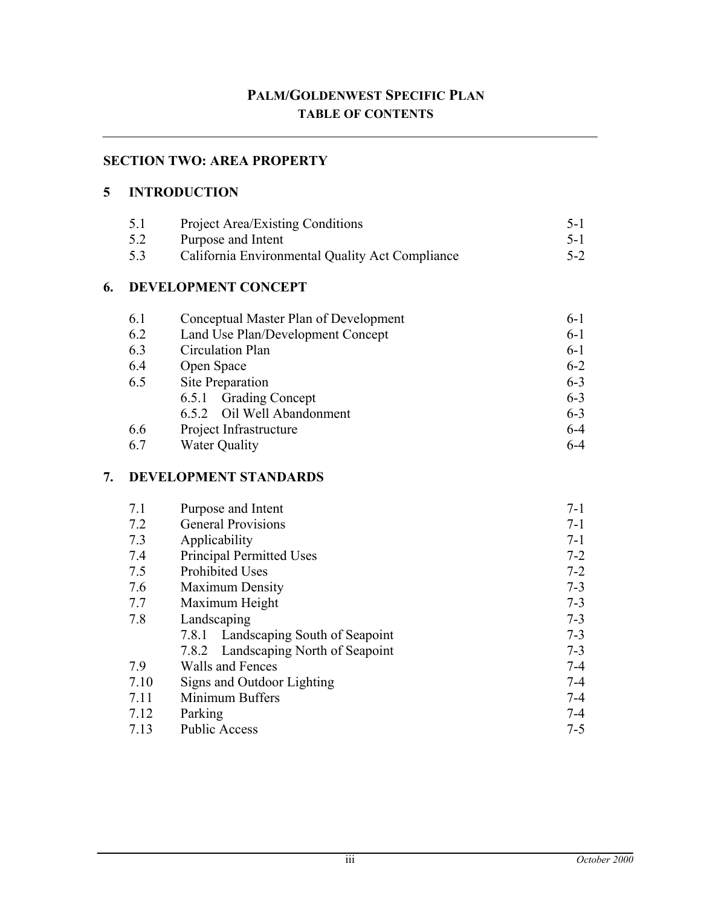# PALM/GOLDENWEST SPECIFIC PLAN

## TABLE OF CONTENTS

---

## SECTION TWO: AREA PROPERTY

### 5 INTRODUCTION

| | | |
|---|---|---|
| 5.1 | Project Area/Existing Conditions | 5-1 |
| 5.2 | Purpose and Intent | 5-1 |
| 5.3 | California Environmental Quality Act Compliance | 5-2 |

### 6. DEVELOPMENT CONCEPT

| | | |
|---|---|---|
| 6.1 | Conceptual Master Plan of Development | 6-1 |
| 6.2 | Land Use Plan/Development Concept | 6-1 |
| 6.3 | Circulation Plan | 6-1 |
| 6.4 | Open Space | 6-2 |
| 6.5 | Site Preparation | 6-3 |
| | 6.5.1 Grading Concept | 6-3 |
| | 6.5.2 Oil Well Abandonment | 6-3 |
| 6.6 | Project Infrastructure | 6-4 |
| 6.7 | Water Quality | 6-4 |

### 7. DEVELOPMENT STANDARDS

| | | |
|---|---|---|
| 7.1 | Purpose and Intent | 7-1 |
| 7.2 | General Provisions | 7-1 |
| 7.3 | Applicability | 7-1 |
| 7.4 | Principal Permitted Uses | 7-2 |
| 7.5 | Prohibited Uses | 7-2 |
| 7.6 | Maximum Density | 7-3 |
| 7.7 | Maximum Height | 7-3 |
| 7.8 | Landscaping | 7-3 |
| | 7.8.1 Landscaping South of Seapoint | 7-3 |
| | 7.8.2 Landscaping North of Seapoint | 7-3 |
| 7.9 | Walls and Fences | 7-4 |
| 7.10 | Signs and Outdoor Lighting | 7-4 |
| 7.11 | Minimum Buffers | 7-4 |
| 7.12 | Parking | 7-4 |
| 7.13 | Public Access | 7-5 |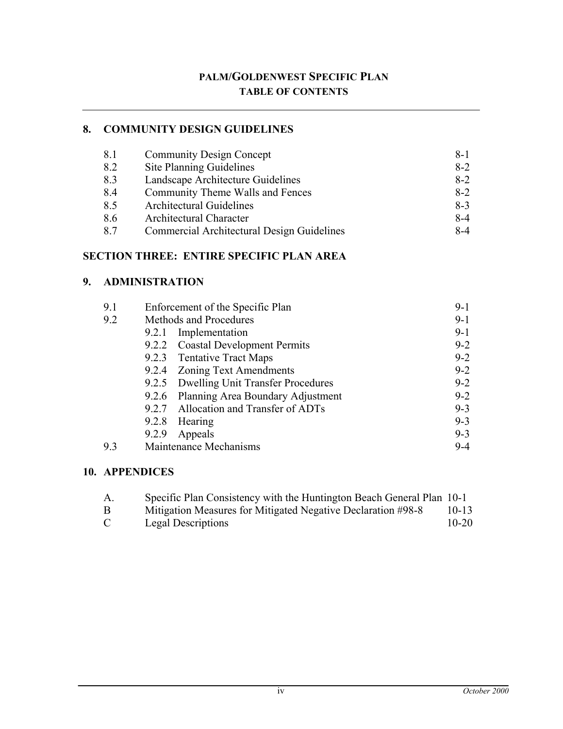# PALM/GOLDENWEST SPECIFIC PLAN

## TABLE OF CONTENTS

---

## 8. COMMUNITY DESIGN GUIDELINES

| | | |
|---|---|---|
| 8.1 | Community Design Concept | 8-1 |
| 8.2 | Site Planning Guidelines | 8-2 |
| 8.3 | Landscape Architecture Guidelines | 8-2 |
| 8.4 | Community Theme Walls and Fences | 8-2 |
| 8.5 | Architectural Guidelines | 8-3 |
| 8.6 | Architectural Character | 8-4 |
| 8.7 | Commercial Architectural Design Guidelines | 8-4 |

## SECTION THREE: ENTIRE SPECIFIC PLAN AREA

## 9. ADMINISTRATION

| | | |
|---|---|---|
| 9.1 | Enforcement of the Specific Plan | 9-1 |
| 9.2 | Methods and Procedures | 9-1 |
| | 9.2.1 Implementation | 9-1 |
| | 9.2.2 Coastal Development Permits | 9-2 |
| | 9.2.3 Tentative Tract Maps | 9-2 |
| | 9.2.4 Zoning Text Amendments | 9-2 |
| | 9.2.5 Dwelling Unit Transfer Procedures | 9-2 |
| | 9.2.6 Planning Area Boundary Adjustment | 9-2 |
| | 9.2.7 Allocation and Transfer of ADTs | 9-3 |
| | 9.2.8 Hearing | 9-3 |
| | 9.2.9 Appeals | 9-3 |
| 9.3 | Maintenance Mechanisms | 9-4 |

## 10. APPENDICES

| | | |
|---|---|---|
| A. | Specific Plan Consistency with the Huntington Beach General Plan | 10-1 |
| B | Mitigation Measures for Mitigated Negative Declaration #98-8 | 10-13 |
| C | Legal Descriptions | 10-20 |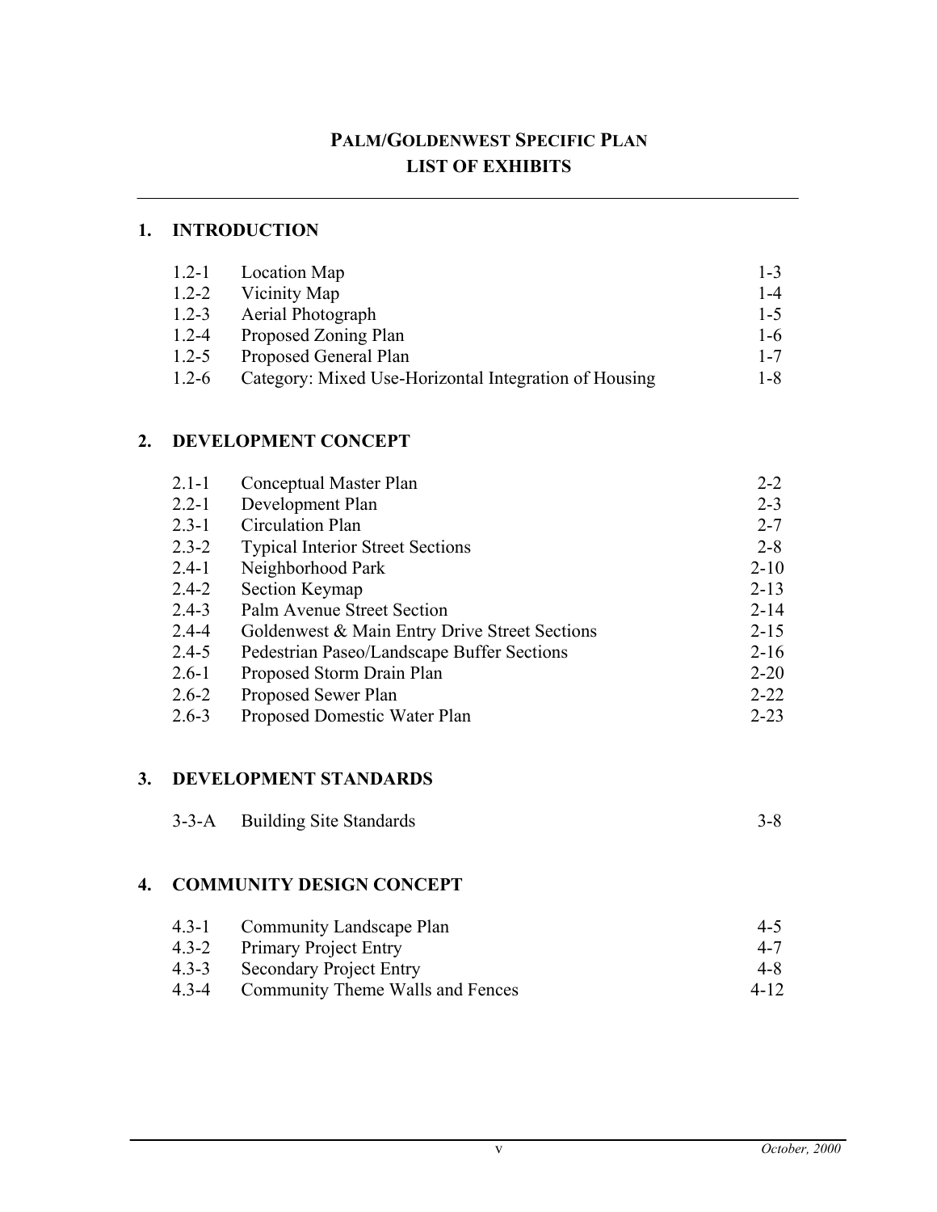# PALM/GOLDENWEST SPECIFIC PLAN
# LIST OF EXHIBITS

## 1. INTRODUCTION

| | | |
|---|---|---|
| 1.2-1 | Location Map | 1-3 |
| 1.2-2 | Vicinity Map | 1-4 |
| 1.2-3 | Aerial Photograph | 1-5 |
| 1.2-4 | Proposed Zoning Plan | 1-6 |
| 1.2-5 | Proposed General Plan | 1-7 |
| 1.2-6 | Category: Mixed Use-Horizontal Integration of Housing | 1-8 |

## 2. DEVELOPMENT CONCEPT

| | | |
|---|---|---|
| 2.1-1 | Conceptual Master Plan | 2-2 |
| 2.2-1 | Development Plan | 2-3 |
| 2.3-1 | Circulation Plan | 2-7 |
| 2.3-2 | Typical Interior Street Sections | 2-8 |
| 2.4-1 | Neighborhood Park | 2-10 |
| 2.4-2 | Section Keymap | 2-13 |
| 2.4-3 | Palm Avenue Street Section | 2-14 |
| 2.4-4 | Goldenwest & Main Entry Drive Street Sections | 2-15 |
| 2.4-5 | Pedestrian Paseo/Landscape Buffer Sections | 2-16 |
| 2.6-1 | Proposed Storm Drain Plan | 2-20 |
| 2.6-2 | Proposed Sewer Plan | 2-22 |
| 2.6-3 | Proposed Domestic Water Plan | 2-23 |

## 3. DEVELOPMENT STANDARDS

| | | |
|---|---|---|
| 3-3-A | Building Site Standards | 3-8 |

## 4. COMMUNITY DESIGN CONCEPT

| | | |
|---|---|---|
| 4.3-1 | Community Landscape Plan | 4-5 |
| 4.3-2 | Primary Project Entry | 4-7 |
| 4.3-3 | Secondary Project Entry | 4-8 |
| 4.3-4 | Community Theme Walls and Fences | 4-12 |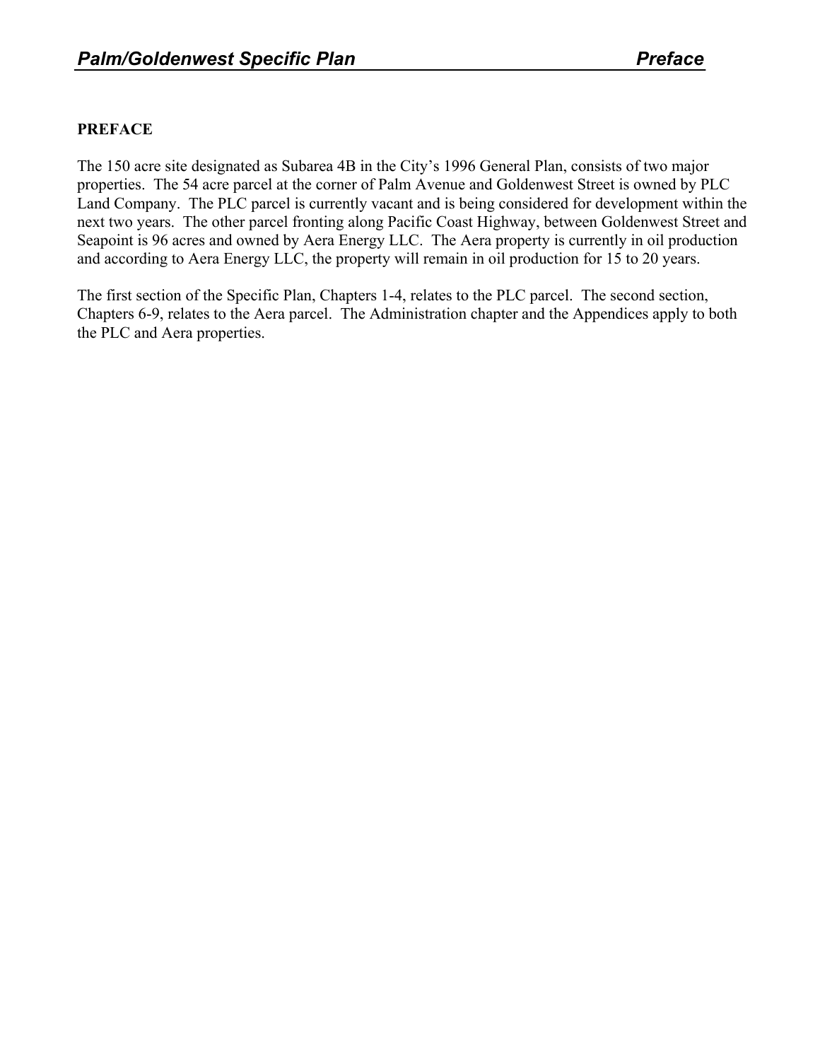# PREFACE

The 150 acre site designated as Subarea 4B in the City's 1996 General Plan, consists of two major properties. The 54 acre parcel at the corner of Palm Avenue and Goldenwest Street is owned by PLC Land Company. The PLC parcel is currently vacant and is being considered for development within the next two years. The other parcel fronting along Pacific Coast Highway, between Goldenwest Street and Seapoint is 96 acres and owned by Aera Energy LLC. The Aera property is currently in oil production and according to Aera Energy LLC, the property will remain in oil production for 15 to 20 years.

The first section of the Specific Plan, Chapters 1-4, relates to the PLC parcel. The second section, Chapters 6-9, relates to the Aera parcel. The Administration chapter and the Appendices apply to both the PLC and Aera properties.